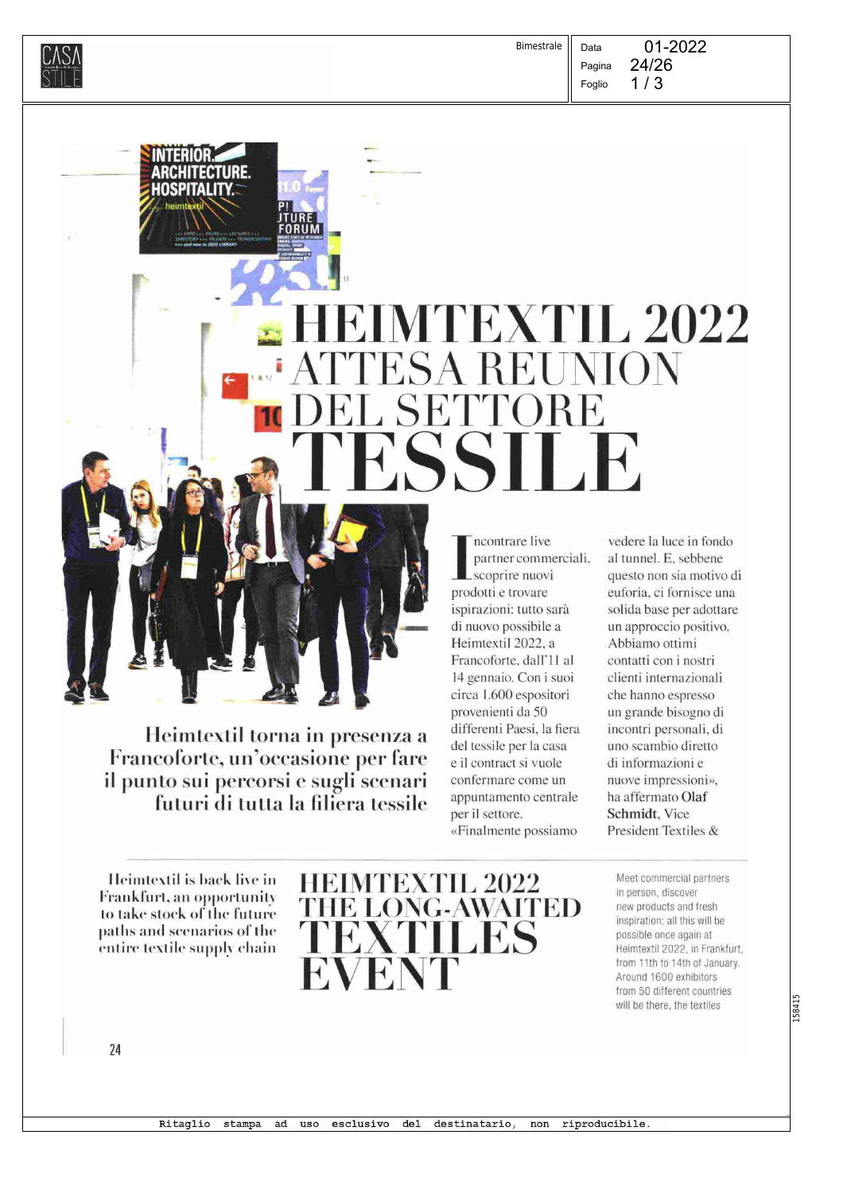# HEIMTEXTIL 2022 ATTESA REUNION DEL SETTORE TESSILE

Heimtextil torna in presenza a Francoforte, un'occasione per fare il punto sui percorsi e sugli scenari futuri di tutta la filiera tessile

Incontrare live partner commerciali, scoprire nuovi prodotti e trovare ispirazioni: tutto sarà di nuovo possibile a Heimtextil 2022, a Francoforte, dall'11 al 14 gennaio. Con i suoi circa 1.600 espositori provenienti da 50 differenti Paesi, la fiera del tessile per la casa e il contract si vuole confermare come un appuntamento centrale per il settore. «Finalmente possiamo vedere la luce in fondo al tunnel. E, sebbene questo non sia motivo di euforia, ci fornisce una solida base per adottare un approccio positivo. Abbiamo ottimi contatti con i nostri clienti internazionali che hanno espresso un grande bisogno di incontri personali, di uno scambio diretto di informazioni e nuove impressioni», ha affermato **Olaf Schmidt**, Vice President Textiles &

---

# HEIMTEXTIL 2022 THE LONG-AWAITED TEXTILES EVENT

Heimtextil is back live in Frankfurt, an opportunity to take stock of the future paths and scenarios of the entire textile supply chain

Meet commercial partners in person, discover new products and fresh inspiration: all this will be possible once again at Heimtextil 2022, in Frankfurt, from 11th to 14th of January. Around 1600 exhibitors from 50 different countries will be there, the textiles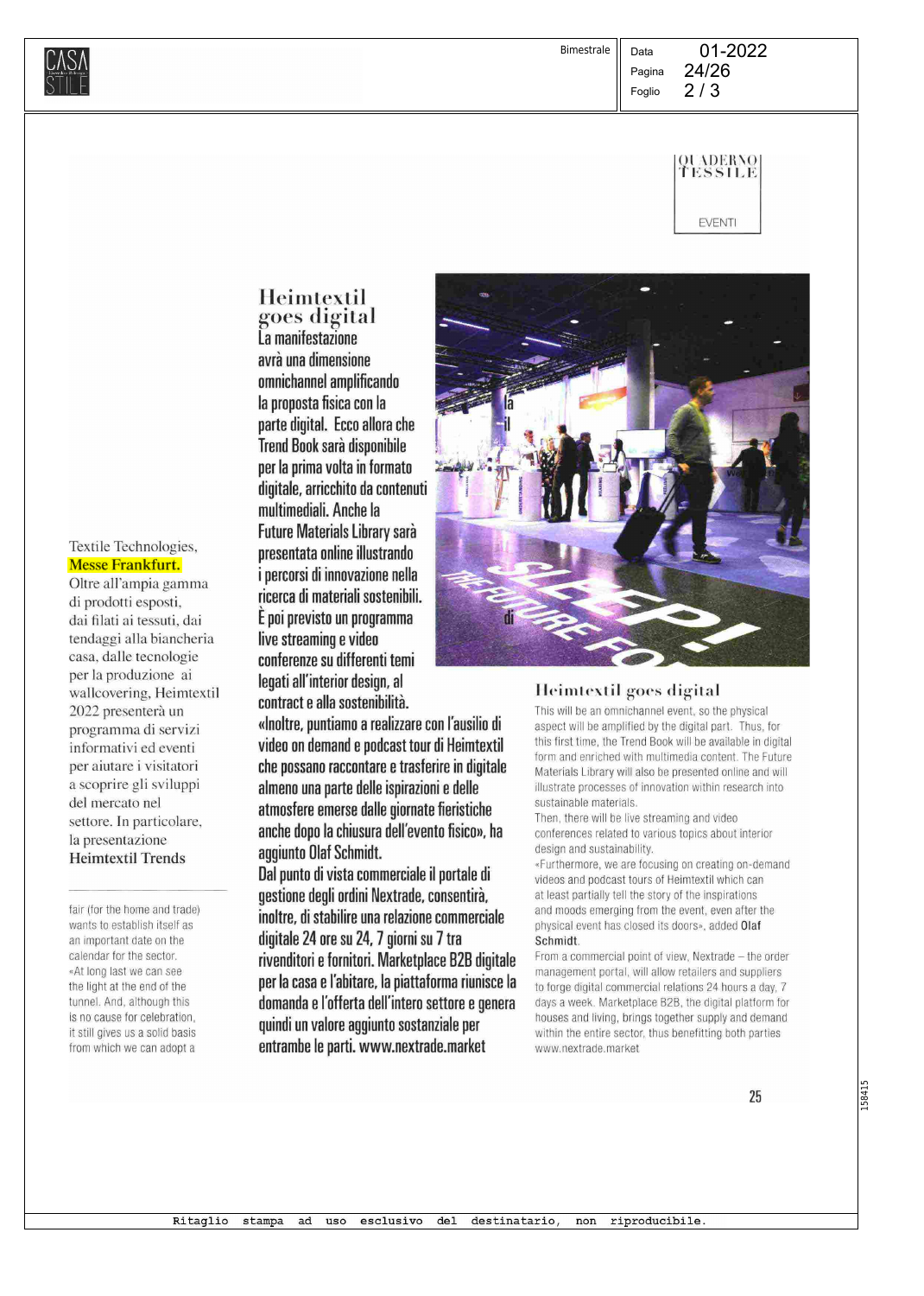QUADERNO TESSILE

EVENTI

Textile Technologies, Messe Frankfurt. Oltre all'ampia gamma di prodotti esposti, dai filati ai tessuti, dai tendaggi alla biancheria casa, dalle tecnologie per la produzione ai wallcovering, Heimtextil 2022 presenterà un programma di servizi informativi ed eventi per aiutare i visitatori a scoprire gli sviluppi del mercato nel settore. In particolare, la presentazione Heimtextil Trends

---

fair (for the home and trade) wants to establish itself as an important date on the calendar for the sector. «At long last we can see the light at the end of the tunnel. And, although this is no cause for celebration, it still gives us a solid basis from which we can adopt a

## Heimtextil goes digital

La manifestazione avrà una dimensione omnichannel amplificando la proposta fisica con la parte digital. Ecco allora che Trend Book sarà disponibile per la prima volta in formato digitale, arricchito da contenuti multimediali. Anche la Future Materials Library sarà presentata online illustrando i percorsi di innovazione nella ricerca di materiali sostenibili. È poi previsto un programma live streaming e video conferenze su differenti temi legati all'interior design, al contract e alla sostenibilità. «Inoltre, puntiamo a realizzare con l'ausilio di video on demand e podcast tour di Heimtextil che possano raccontare e trasferire in digitale almeno una parte delle ispirazioni e delle atmosfere emerse dalle giornate fieristiche anche dopo la chiusura dell'evento fisico», ha aggiunto Olaf Schmidt. Dal punto di vista commerciale il portale di gestione degli ordini Nextrade, consentirà, inoltre, di stabilire una relazione commerciale digitale 24 ore su 24, 7 giorni su 7 tra rivenditori e fornitori. Marketplace B2B digitale per la casa e l'abitare, la piattaforma riunisce la domanda e l'offerta dell'intero settore e genera quindi un valore aggiunto sostanziale per entrambe le parti. www.nextrade.market

## Heimtextil goes digital

This will be an omnichannel event, so the physical aspect will be amplified by the digital part. Thus, for this first time, the Trend Book will be available in digital form and enriched with multimedia content. The Future Materials Library will also be presented online and will illustrate processes of innovation within research into sustainable materials.
Then, there will be live streaming and video conferences related to various topics about interior design and sustainability.
«Furthermore, we are focusing on creating on-demand videos and podcast tours of Heimtextil which can at least partially tell the story of the inspirations and moods emerging from the event, even after the physical event has closed its doors», added Olaf Schmidt.
From a commercial point of view, Nextrade – the order management portal, will allow retailers and suppliers to forge digital commercial relations 24 hours a day, 7 days a week. Marketplace B2B, the digital platform for houses and living, brings together supply and demand within the entire sector, thus benefitting both parties www.nextrade.market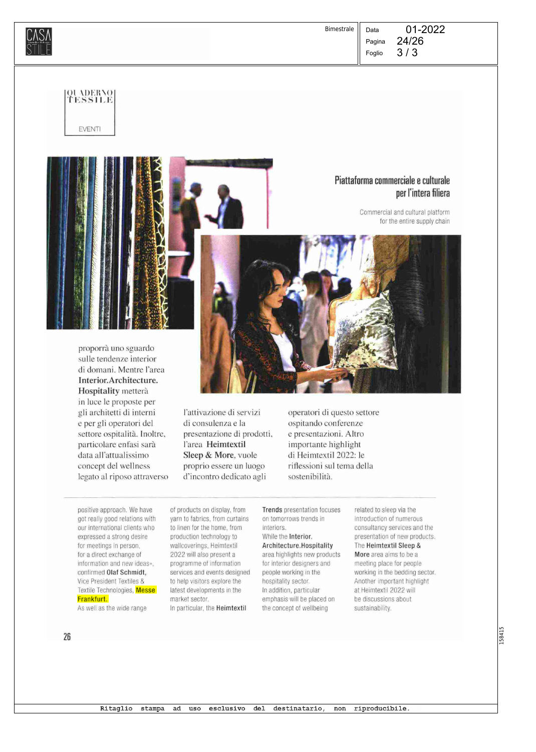QUADERNO TESSILE

EVENTI

## Piattaforma commerciale e culturale per l'intera filiera

Commercial and cultural platform for the entire supply chain

proporrà uno sguardo sulle tendenze interior di domani. Mentre l'area **Interior.Architecture. Hospitality** metterà in luce le proposte per gli architetti di interni e per gli operatori del settore ospitalità. Inoltre, particolare enfasi sarà data all'attualissimo concept del wellness legato al riposo attraverso l'attivazione di servizi di consulenza e la presentazione di prodotti, l'area **Heimtextil Sleep & More**, vuole proprio essere un luogo d'incontro dedicato agli operatori di questo settore ospitando conferenze e presentazioni. Altro importante highlight di Heimtextil 2022: le riflessioni sul tema della sostenibilità.

positive approach. We have got really good relations with our international clients who expressed a strong desire for meetings in person, for a direct exchange of information and new ideas», confirmed **Olaf Schmidt**, Vice President Textiles & Textile Technologies, **Messe Frankfurt**.
As well as the wide range of products on display, from yarn to fabrics, from curtains to linen for the home, from production technology to wallcoverings, Heimtextil 2022 will also present a programme of information services and events designed to help visitors explore the latest developments in the market sector.
In particular, the **Heimtextil Trends** presentation focuses on tomorrows trends in interiors.
While the **Interior. Architecture.Hospitality** area highlights new products for interior designers and people working in the hospitality sector.
In addition, particular emphasis will be placed on the concept of wellbeing related to sleep via the introduction of numerous consultancy services and the presentation of new products. The **Heimtextil Sleep & More** area aims to be a meeting place for people working in the bedding sector. Another important highlight at Heimtextil 2022 will be discussions about sustainability.